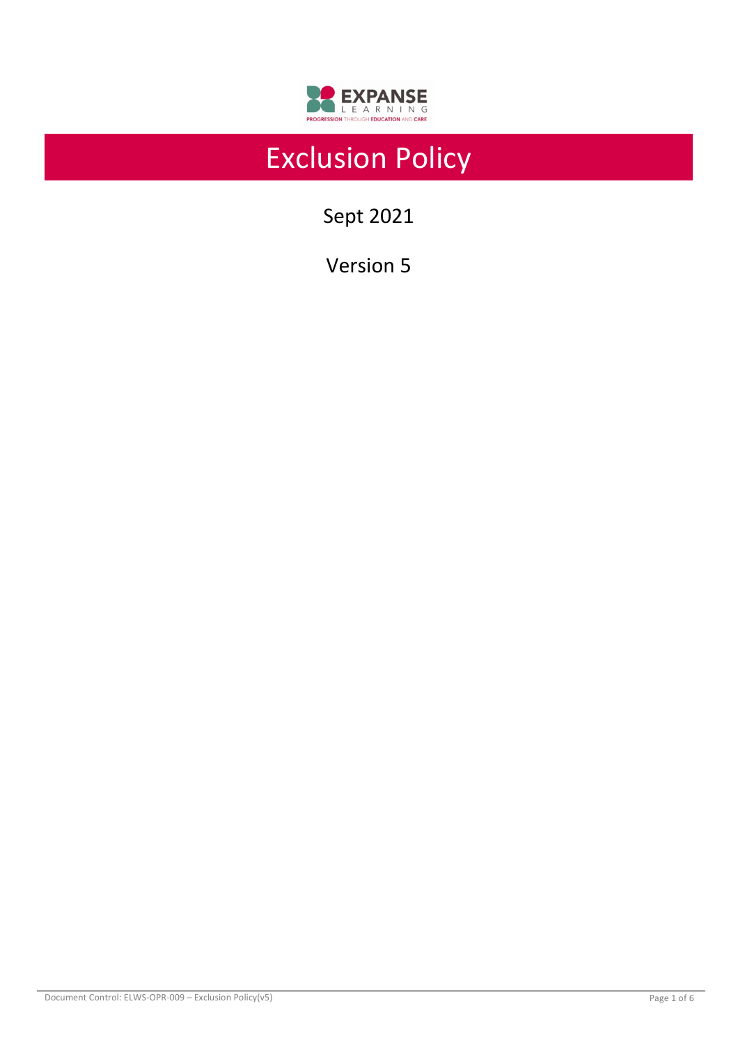# Exclusion Policy

Sept 2021

Version 5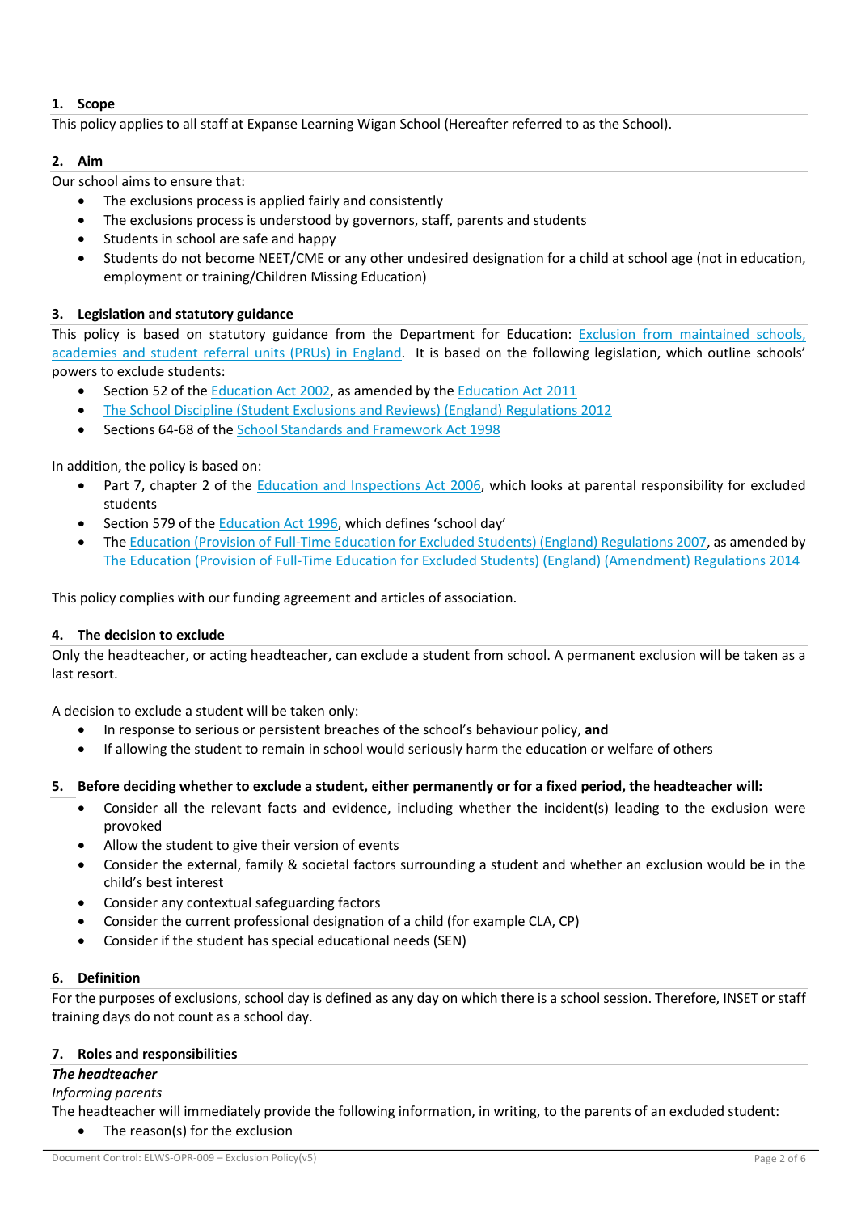## 1. Scope

This policy applies to all staff at Expanse Learning Wigan School (Hereafter referred to as the School).

## 2. Aim

Our school aims to ensure that:

- The exclusions process is applied fairly and consistently
- The exclusions process is understood by governors, staff, parents and students
- Students in school are safe and happy
- Students do not become NEET/CME or any other undesired designation for a child at school age (not in education, employment or training/Children Missing Education)

## 3. Legislation and statutory guidance

This policy is based on statutory guidance from the Department for Education: Exclusion from maintained schools, academies and student referral units (PRUs) in England. It is based on the following legislation, which outline schools' powers to exclude students:

- Section 52 of the Education Act 2002, as amended by the Education Act 2011
- The School Discipline (Student Exclusions and Reviews) (England) Regulations 2012
- Sections 64-68 of the School Standards and Framework Act 1998

In addition, the policy is based on:

- Part 7, chapter 2 of the Education and Inspections Act 2006, which looks at parental responsibility for excluded students
- Section 579 of the Education Act 1996, which defines 'school day'
- The Education (Provision of Full-Time Education for Excluded Students) (England) Regulations 2007, as amended by The Education (Provision of Full-Time Education for Excluded Students) (England) (Amendment) Regulations 2014

This policy complies with our funding agreement and articles of association.

## 4. The decision to exclude

Only the headteacher, or acting headteacher, can exclude a student from school. A permanent exclusion will be taken as a last resort.

A decision to exclude a student will be taken only:

- In response to serious or persistent breaches of the school's behaviour policy, **and**
- If allowing the student to remain in school would seriously harm the education or welfare of others

## 5. Before deciding whether to exclude a student, either permanently or for a fixed period, the headteacher will:

- Consider all the relevant facts and evidence, including whether the incident(s) leading to the exclusion were provoked
- Allow the student to give their version of events
- Consider the external, family & societal factors surrounding a student and whether an exclusion would be in the child's best interest
- Consider any contextual safeguarding factors
- Consider the current professional designation of a child (for example CLA, CP)
- Consider if the student has special educational needs (SEN)

## 6. Definition

For the purposes of exclusions, school day is defined as any day on which there is a school session. Therefore, INSET or staff training days do not count as a school day.

## 7. Roles and responsibilities

***The headteacher***

*Informing parents*

The headteacher will immediately provide the following information, in writing, to the parents of an excluded student:

- The reason(s) for the exclusion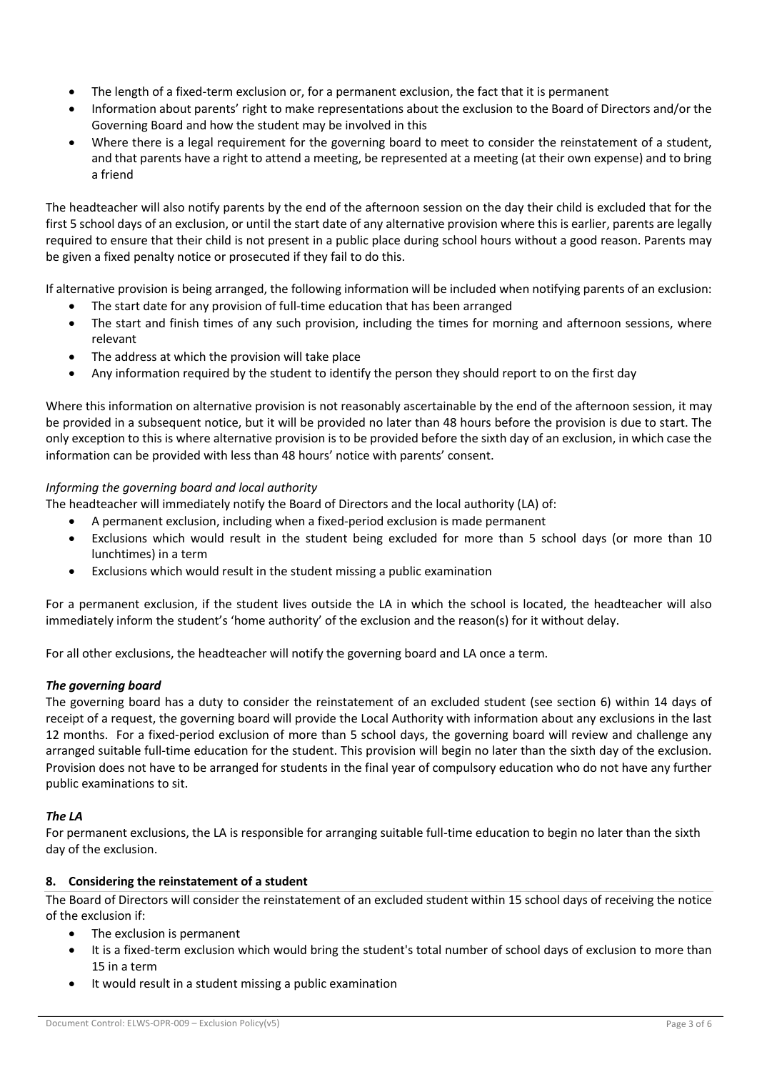- The length of a fixed-term exclusion or, for a permanent exclusion, the fact that it is permanent
- Information about parents' right to make representations about the exclusion to the Board of Directors and/or the Governing Board and how the student may be involved in this
- Where there is a legal requirement for the governing board to meet to consider the reinstatement of a student, and that parents have a right to attend a meeting, be represented at a meeting (at their own expense) and to bring a friend

The headteacher will also notify parents by the end of the afternoon session on the day their child is excluded that for the first 5 school days of an exclusion, or until the start date of any alternative provision where this is earlier, parents are legally required to ensure that their child is not present in a public place during school hours without a good reason. Parents may be given a fixed penalty notice or prosecuted if they fail to do this.

If alternative provision is being arranged, the following information will be included when notifying parents of an exclusion:

- The start date for any provision of full-time education that has been arranged
- The start and finish times of any such provision, including the times for morning and afternoon sessions, where relevant
- The address at which the provision will take place
- Any information required by the student to identify the person they should report to on the first day

Where this information on alternative provision is not reasonably ascertainable by the end of the afternoon session, it may be provided in a subsequent notice, but it will be provided no later than 48 hours before the provision is due to start. The only exception to this is where alternative provision is to be provided before the sixth day of an exclusion, in which case the information can be provided with less than 48 hours' notice with parents' consent.

*Informing the governing board and local authority*

The headteacher will immediately notify the Board of Directors and the local authority (LA) of:

- A permanent exclusion, including when a fixed-period exclusion is made permanent
- Exclusions which would result in the student being excluded for more than 5 school days (or more than 10 lunchtimes) in a term
- Exclusions which would result in the student missing a public examination

For a permanent exclusion, if the student lives outside the LA in which the school is located, the headteacher will also immediately inform the student's 'home authority' of the exclusion and the reason(s) for it without delay.

For all other exclusions, the headteacher will notify the governing board and LA once a term.

***The governing board***

The governing board has a duty to consider the reinstatement of an excluded student (see section 6) within 14 days of receipt of a request, the governing board will provide the Local Authority with information about any exclusions in the last 12 months. For a fixed-period exclusion of more than 5 school days, the governing board will review and challenge any arranged suitable full-time education for the student. This provision will begin no later than the sixth day of the exclusion. Provision does not have to be arranged for students in the final year of compulsory education who do not have any further public examinations to sit.

***The LA***

For permanent exclusions, the LA is responsible for arranging suitable full-time education to begin no later than the sixth day of the exclusion.

## 8. Considering the reinstatement of a student

The Board of Directors will consider the reinstatement of an excluded student within 15 school days of receiving the notice of the exclusion if:

- The exclusion is permanent
- It is a fixed-term exclusion which would bring the student's total number of school days of exclusion to more than 15 in a term
- It would result in a student missing a public examination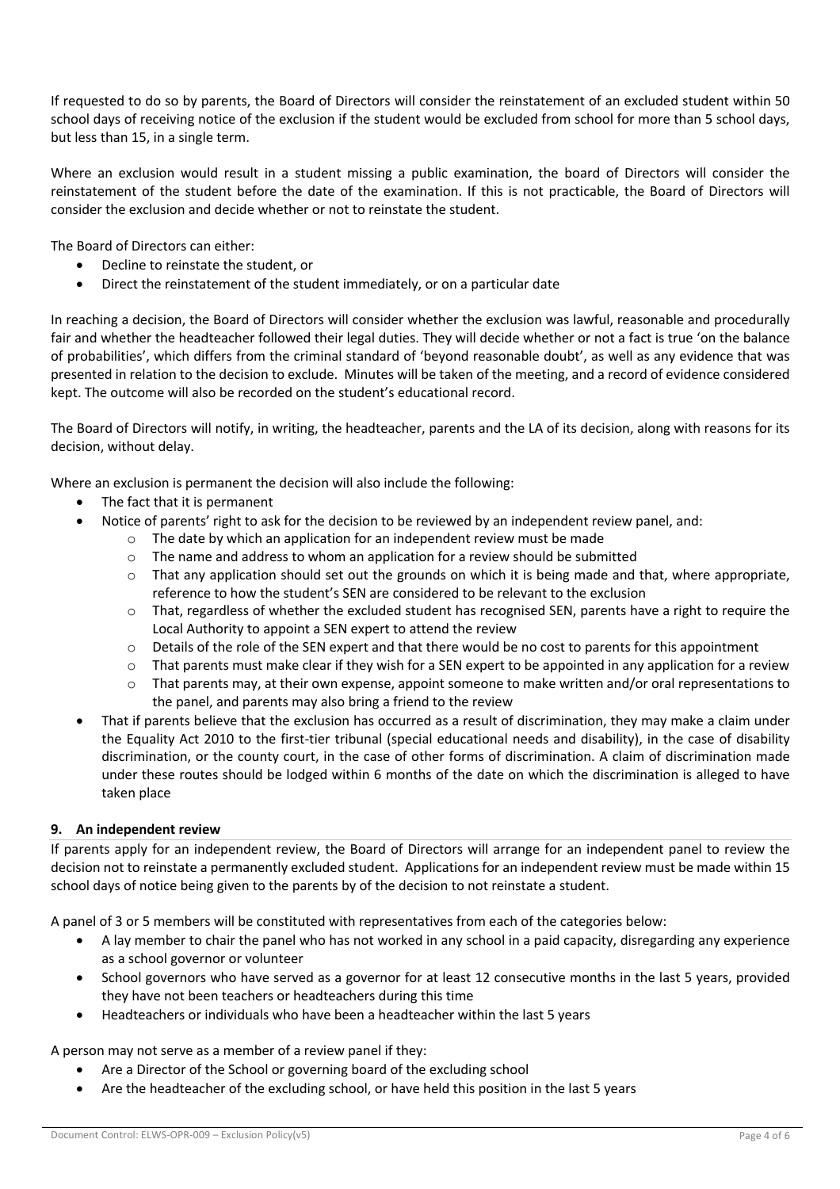If requested to do so by parents, the Board of Directors will consider the reinstatement of an excluded student within 50 school days of receiving notice of the exclusion if the student would be excluded from school for more than 5 school days, but less than 15, in a single term.

Where an exclusion would result in a student missing a public examination, the board of Directors will consider the reinstatement of the student before the date of the examination. If this is not practicable, the Board of Directors will consider the exclusion and decide whether or not to reinstate the student.

The Board of Directors can either:

- Decline to reinstate the student, or
- Direct the reinstatement of the student immediately, or on a particular date

In reaching a decision, the Board of Directors will consider whether the exclusion was lawful, reasonable and procedurally fair and whether the headteacher followed their legal duties. They will decide whether or not a fact is true 'on the balance of probabilities', which differs from the criminal standard of 'beyond reasonable doubt', as well as any evidence that was presented in relation to the decision to exclude. Minutes will be taken of the meeting, and a record of evidence considered kept. The outcome will also be recorded on the student's educational record.

The Board of Directors will notify, in writing, the headteacher, parents and the LA of its decision, along with reasons for its decision, without delay.

Where an exclusion is permanent the decision will also include the following:

- The fact that it is permanent
- Notice of parents' right to ask for the decision to be reviewed by an independent review panel, and:
  - The date by which an application for an independent review must be made
  - The name and address to whom an application for a review should be submitted
  - That any application should set out the grounds on which it is being made and that, where appropriate, reference to how the student's SEN are considered to be relevant to the exclusion
  - That, regardless of whether the excluded student has recognised SEN, parents have a right to require the Local Authority to appoint a SEN expert to attend the review
  - Details of the role of the SEN expert and that there would be no cost to parents for this appointment
  - That parents must make clear if they wish for a SEN expert to be appointed in any application for a review
  - That parents may, at their own expense, appoint someone to make written and/or oral representations to the panel, and parents may also bring a friend to the review
- That if parents believe that the exclusion has occurred as a result of discrimination, they may make a claim under the Equality Act 2010 to the first-tier tribunal (special educational needs and disability), in the case of disability discrimination, or the county court, in the case of other forms of discrimination. A claim of discrimination made under these routes should be lodged within 6 months of the date on which the discrimination is alleged to have taken place

## 9. An independent review

If parents apply for an independent review, the Board of Directors will arrange for an independent panel to review the decision not to reinstate a permanently excluded student. Applications for an independent review must be made within 15 school days of notice being given to the parents by of the decision to not reinstate a student.

A panel of 3 or 5 members will be constituted with representatives from each of the categories below:

- A lay member to chair the panel who has not worked in any school in a paid capacity, disregarding any experience as a school governor or volunteer
- School governors who have served as a governor for at least 12 consecutive months in the last 5 years, provided they have not been teachers or headteachers during this time
- Headteachers or individuals who have been a headteacher within the last 5 years

A person may not serve as a member of a review panel if they:

- Are a Director of the School or governing board of the excluding school
- Are the headteacher of the excluding school, or have held this position in the last 5 years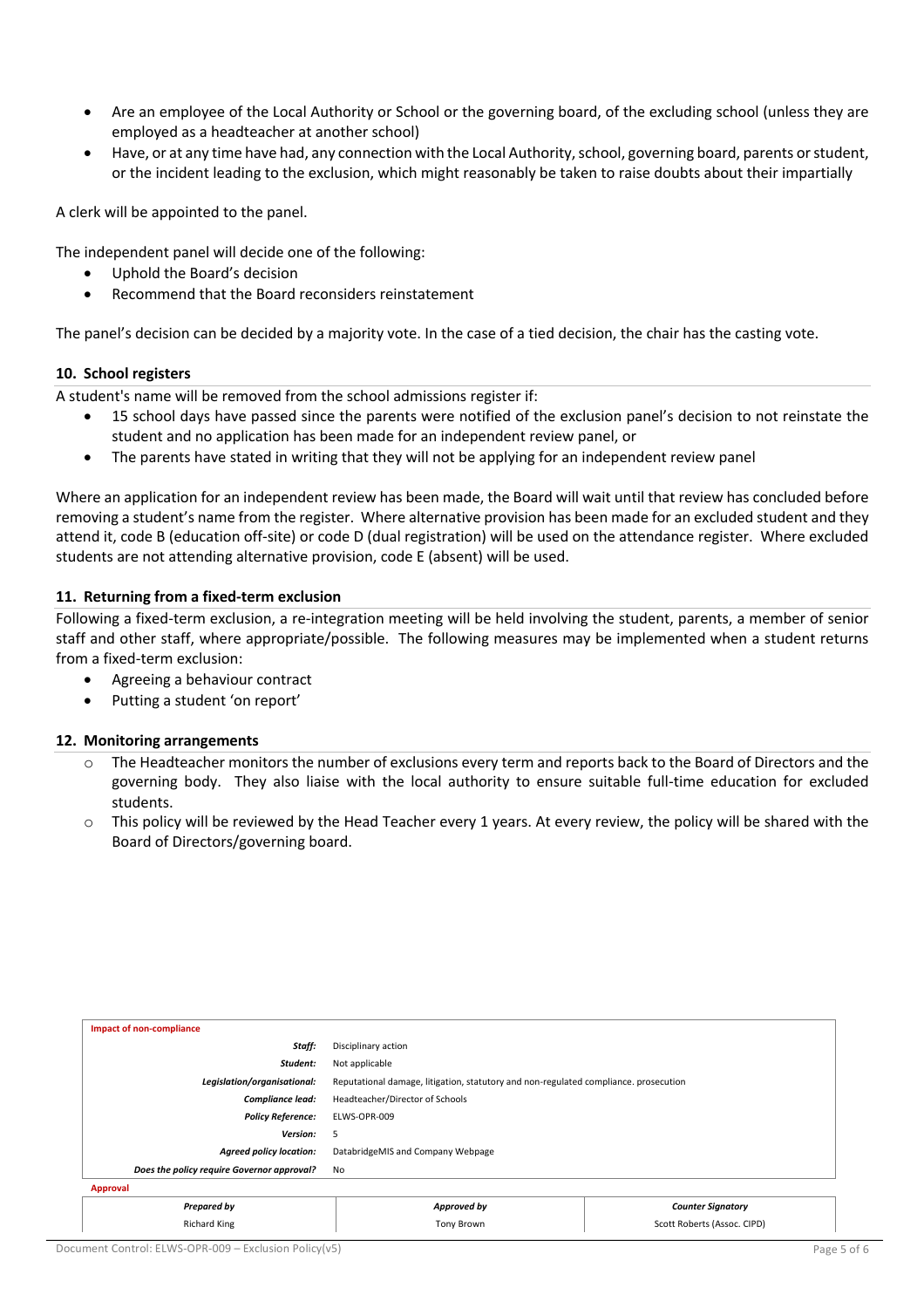- Are an employee of the Local Authority or School or the governing board, of the excluding school (unless they are employed as a headteacher at another school)
- Have, or at any time have had, any connection with the Local Authority, school, governing board, parents or student, or the incident leading to the exclusion, which might reasonably be taken to raise doubts about their impartially

A clerk will be appointed to the panel.

The independent panel will decide one of the following:

- Uphold the Board's decision
- Recommend that the Board reconsiders reinstatement

The panel's decision can be decided by a majority vote. In the case of a tied decision, the chair has the casting vote.

### 10. School registers

A student's name will be removed from the school admissions register if:

- 15 school days have passed since the parents were notified of the exclusion panel's decision to not reinstate the student and no application has been made for an independent review panel, or
- The parents have stated in writing that they will not be applying for an independent review panel

Where an application for an independent review has been made, the Board will wait until that review has concluded before removing a student's name from the register. Where alternative provision has been made for an excluded student and they attend it, code B (education off-site) or code D (dual registration) will be used on the attendance register. Where excluded students are not attending alternative provision, code E (absent) will be used.

### 11. Returning from a fixed-term exclusion

Following a fixed-term exclusion, a re-integration meeting will be held involving the student, parents, a member of senior staff and other staff, where appropriate/possible. The following measures may be implemented when a student returns from a fixed-term exclusion:

- Agreeing a behaviour contract
- Putting a student 'on report'

### 12. Monitoring arrangements

- The Headteacher monitors the number of exclusions every term and reports back to the Board of Directors and the governing body. They also liaise with the local authority to ensure suitable full-time education for excluded students.
- This policy will be reviewed by the Head Teacher every 1 years. At every review, the policy will be shared with the Board of Directors/governing board.

| **Impact of non-compliance** | |
|---|---|
| ***Staff:*** | Disciplinary action |
| ***Student:*** | Not applicable |
| ***Legislation/organisational:*** | Reputational damage, litigation, statutory and non-regulated compliance. prosecution |
| ***Compliance lead:*** | Headteacher/Director of Schools |
| ***Policy Reference:*** | ELWS-OPR-009 |
| ***Version:*** | 5 |
| ***Agreed policy location:*** | DatabridgeMIS and Company Webpage |
| ***Does the policy require Governor approval?*** | No |

**Approval**

| ***Prepared by*** | ***Approved by*** | ***Counter Signatory*** |
|---|---|---|
| Richard King | Tony Brown | Scott Roberts (Assoc. CIPD) |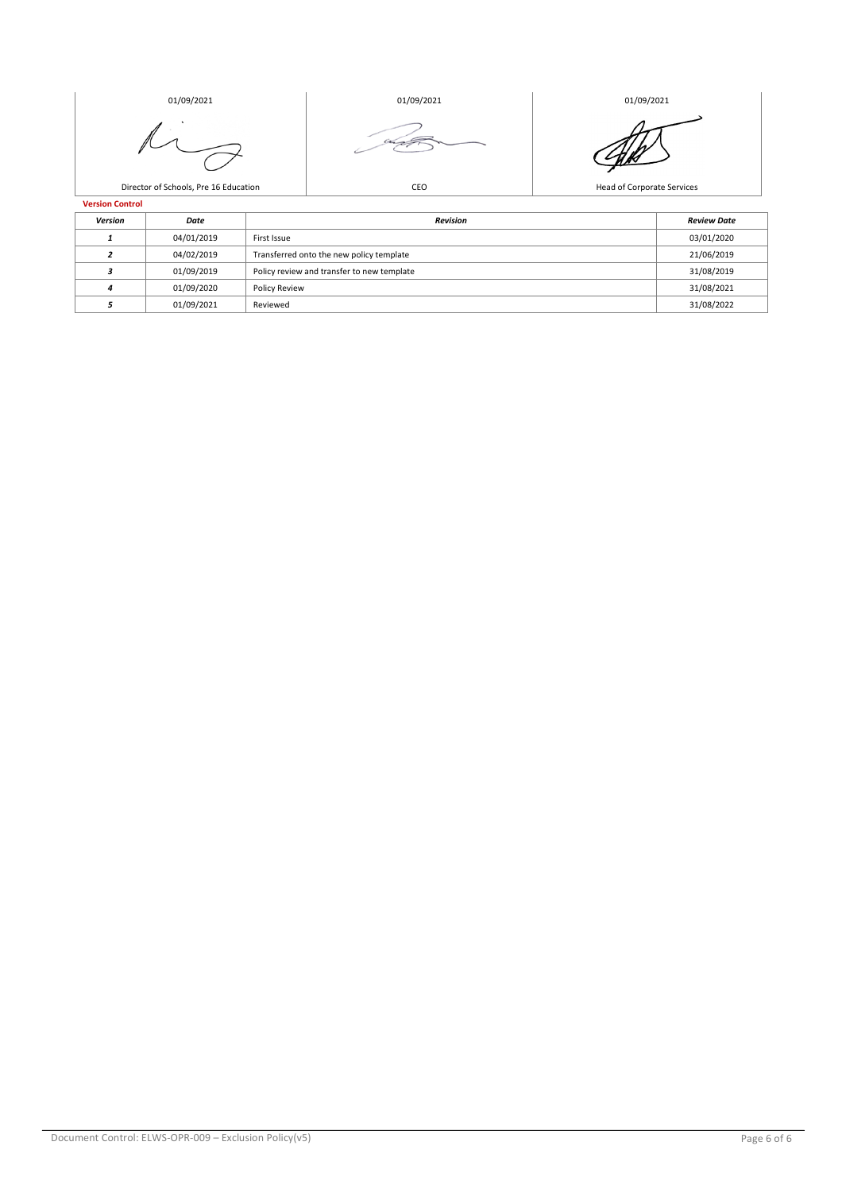| 01/09/2021 | 01/09/2021 | 01/09/2021 |
| --- | --- | --- |
| | | |
| Director of Schools, Pre 16 Education | CEO | Head of Corporate Services |

**Version Control**

| *Version* | *Date* | *Revision* | *Review Date* |
| --- | --- | --- | --- |
| *1* | 04/01/2019 | First Issue | 03/01/2020 |
| *2* | 04/02/2019 | Transferred onto the new policy template | 21/06/2019 |
| *3* | 01/09/2019 | Policy review and transfer to new template | 31/08/2019 |
| *4* | 01/09/2020 | Policy Review | 31/08/2021 |
| *5* | 01/09/2021 | Reviewed | 31/08/2022 |

Document Control: ELWS-OPR-009 – Exclusion Policy(v5)